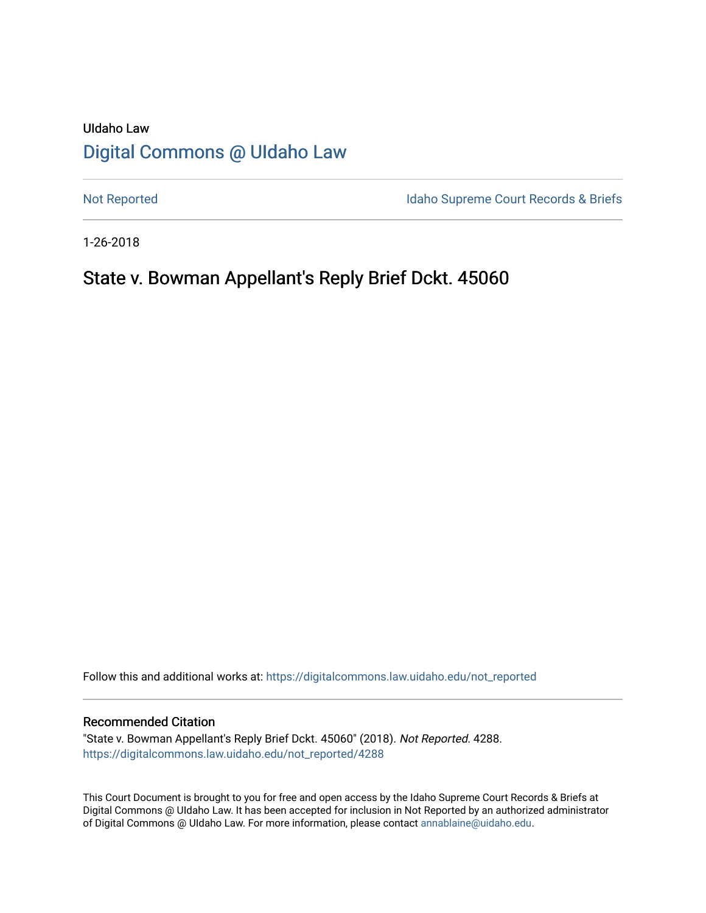UIdaho Law

# Digital Commons @ UIdaho Law

Not Reported | Idaho Supreme Court Records & Briefs

1-26-2018

## State v. Bowman Appellant's Reply Brief Dckt. 45060

Follow this and additional works at: https://digitalcommons.law.uidaho.edu/not_reported

### Recommended Citation

"State v. Bowman Appellant's Reply Brief Dckt. 45060" (2018). *Not Reported*. 4288.
https://digitalcommons.law.uidaho.edu/not_reported/4288

This Court Document is brought to you for free and open access by the Idaho Supreme Court Records & Briefs at Digital Commons @ UIdaho Law. It has been accepted for inclusion in Not Reported by an authorized administrator of Digital Commons @ UIdaho Law. For more information, please contact annablaine@uidaho.edu.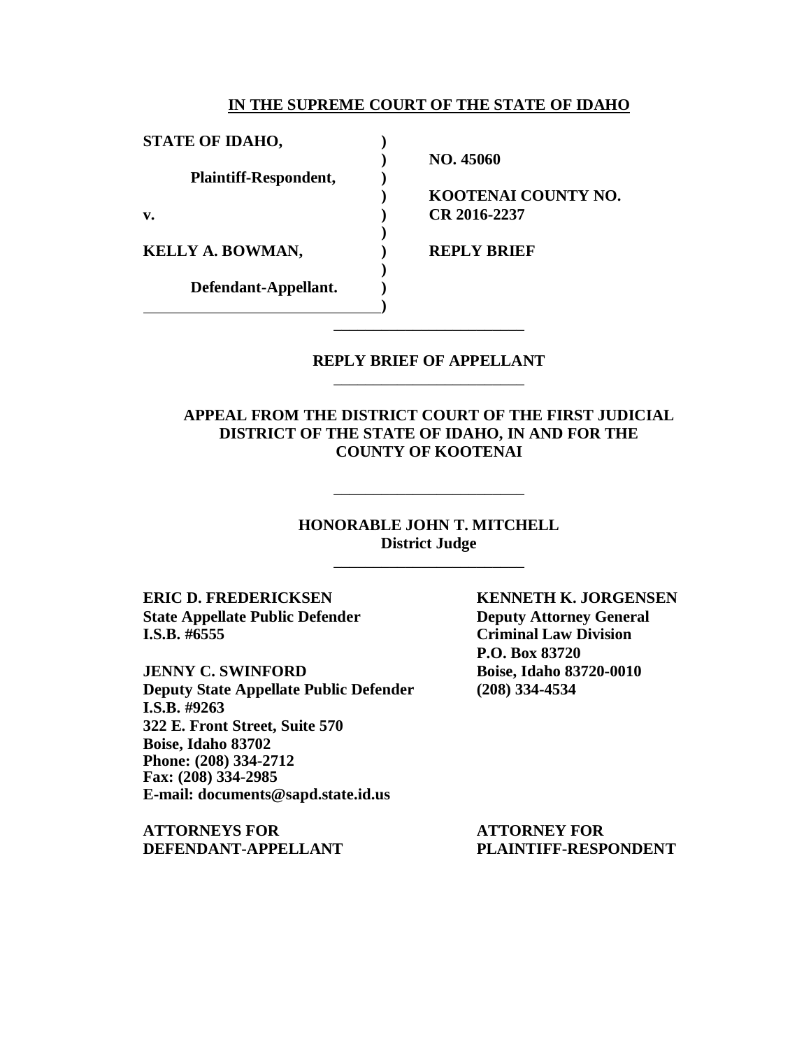**IN THE SUPREME COURT OF THE STATE OF IDAHO**

| | | |
|---|---|---|
| **STATE OF IDAHO,** | **)** | |
| | **)** | **NO. 45060** |
| **Plaintiff-Respondent,** | **)** | |
| | **)** | **KOOTENAI COUNTY NO.** |
| **v.** | **)** | **CR 2016-2237** |
| | **)** | |
| **KELLY A. BOWMAN,** | **)** | **REPLY BRIEF** |
| | **)** | |
| **Defendant-Appellant.** | **)** | |
| | **)** | |

---

**REPLY BRIEF OF APPELLANT**

---

**APPEAL FROM THE DISTRICT COURT OF THE FIRST JUDICIAL DISTRICT OF THE STATE OF IDAHO, IN AND FOR THE COUNTY OF KOOTENAI**

---

**HONORABLE JOHN T. MITCHELL**
**District Judge**

---

**ERIC D. FREDERICKSEN**
**State Appellate Public Defender**
**I.S.B. #6555**

**JENNY C. SWINFORD**
**Deputy State Appellate Public Defender**
**I.S.B. #9263**
**322 E. Front Street, Suite 570**
**Boise, Idaho 83702**
**Phone: (208) 334-2712**
**Fax: (208) 334-2985**
**E-mail: documents@sapd.state.id.us**

**ATTORNEYS FOR DEFENDANT-APPELLANT**

**KENNETH K. JORGENSEN**
**Deputy Attorney General**
**Criminal Law Division**
**P.O. Box 83720**
**Boise, Idaho 83720-0010**
**(208) 334-4534**

**ATTORNEY FOR PLAINTIFF-RESPONDENT**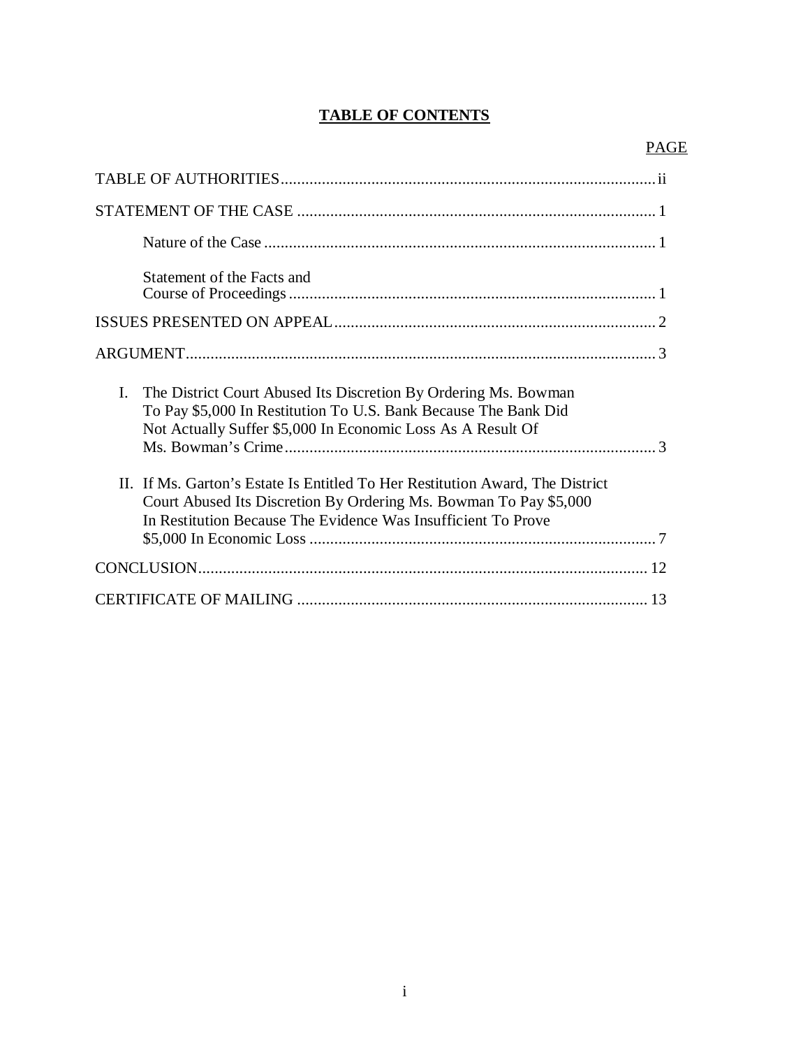# TABLE OF CONTENTS

PAGE

TABLE OF AUTHORITIES .......... ii

STATEMENT OF THE CASE .......... 1

Nature of the Case .......... 1

Statement of the Facts and Course of Proceedings .......... 1

ISSUES PRESENTED ON APPEAL .......... 2

ARGUMENT .......... 3

I. The District Court Abused Its Discretion By Ordering Ms. Bowman To Pay $5,000 In Restitution To U.S. Bank Because The Bank Did Not Actually Suffer $5,000 In Economic Loss As A Result Of Ms. Bowman's Crime .......... 3

II. If Ms. Garton's Estate Is Entitled To Her Restitution Award, The District Court Abused Its Discretion By Ordering Ms. Bowman To Pay $5,000 In Restitution Because The Evidence Was Insufficient To Prove $5,000 In Economic Loss .......... 7

CONCLUSION .......... 12

CERTIFICATE OF MAILING .......... 13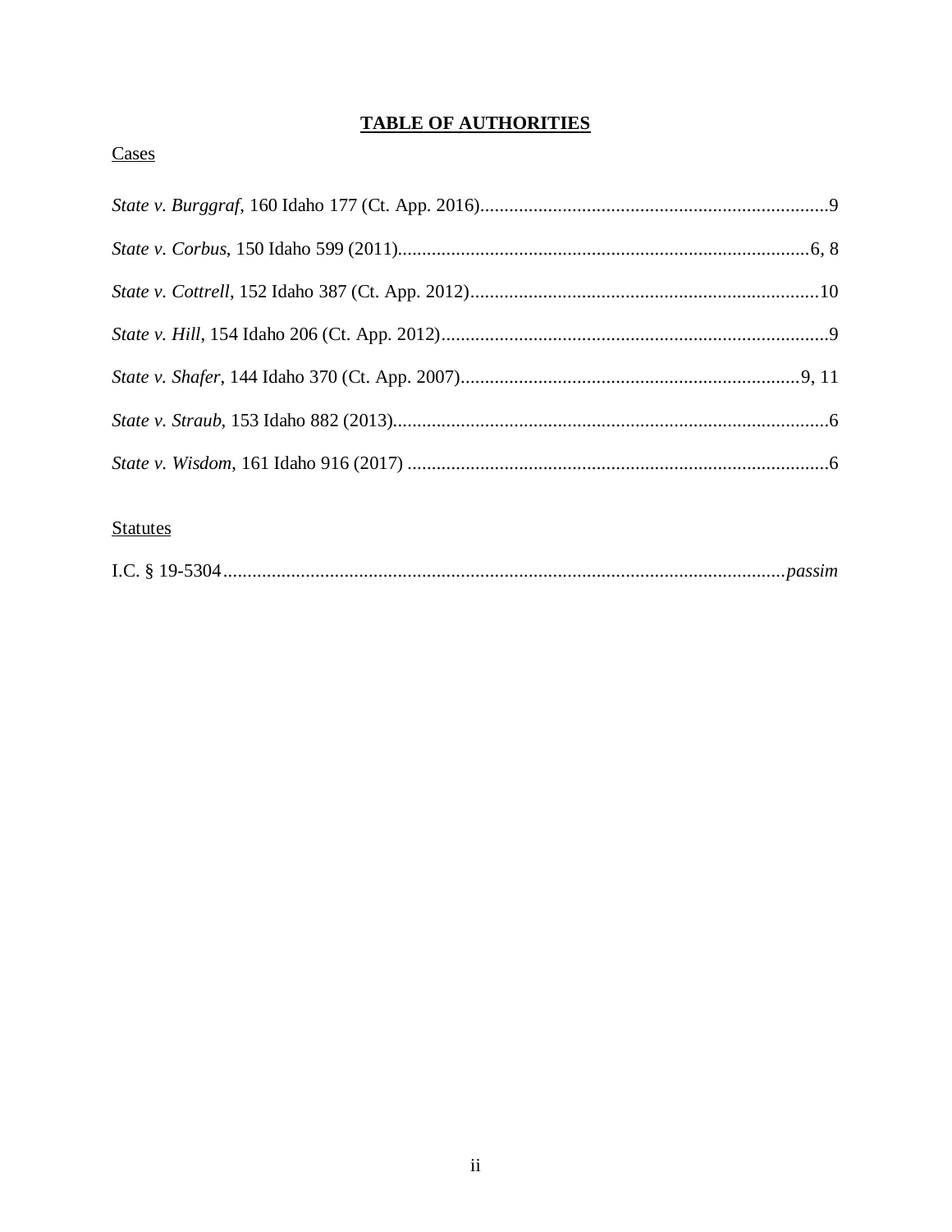# **TABLE OF AUTHORITIES**

Cases

*State v. Burggraf*, 160 Idaho 177 (Ct. App. 2016)........................................................................9

*State v. Corbus*, 150 Idaho 599 (2011).....................................................................................6, 8

*State v. Cottrell*, 152 Idaho 387 (Ct. App. 2012).......................................................................10

*State v. Hill*, 154 Idaho 206 (Ct. App. 2012)................................................................................9

*State v. Shafer*, 144 Idaho 370 (Ct. App. 2007)......................................................................9, 11

*State v. Straub*, 153 Idaho 882 (2013)..........................................................................................6

*State v. Wisdom*, 161 Idaho 916 (2017) .......................................................................................6

Statutes

I.C. § 19-5304....................................................................................................................*passim*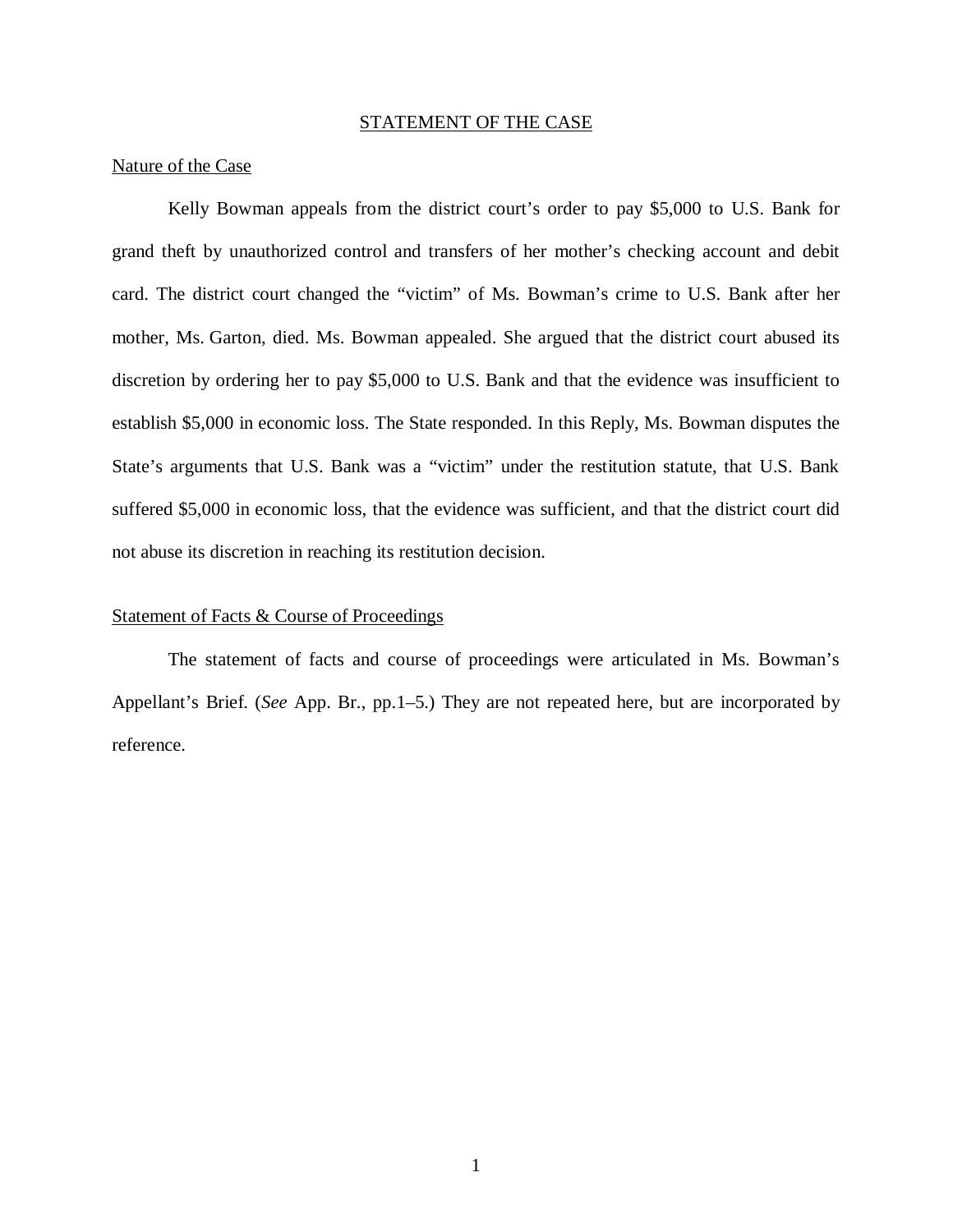## STATEMENT OF THE CASE

### Nature of the Case

Kelly Bowman appeals from the district court's order to pay $5,000 to U.S. Bank for grand theft by unauthorized control and transfers of her mother's checking account and debit card. The district court changed the "victim" of Ms. Bowman's crime to U.S. Bank after her mother, Ms. Garton, died. Ms. Bowman appealed. She argued that the district court abused its discretion by ordering her to pay $5,000 to U.S. Bank and that the evidence was insufficient to establish $5,000 in economic loss. The State responded. In this Reply, Ms. Bowman disputes the State's arguments that U.S. Bank was a "victim" under the restitution statute, that U.S. Bank suffered $5,000 in economic loss, that the evidence was sufficient, and that the district court did not abuse its discretion in reaching its restitution decision.

### Statement of Facts & Course of Proceedings

The statement of facts and course of proceedings were articulated in Ms. Bowman's Appellant's Brief. (*See* App. Br., pp.1–5.) They are not repeated here, but are incorporated by reference.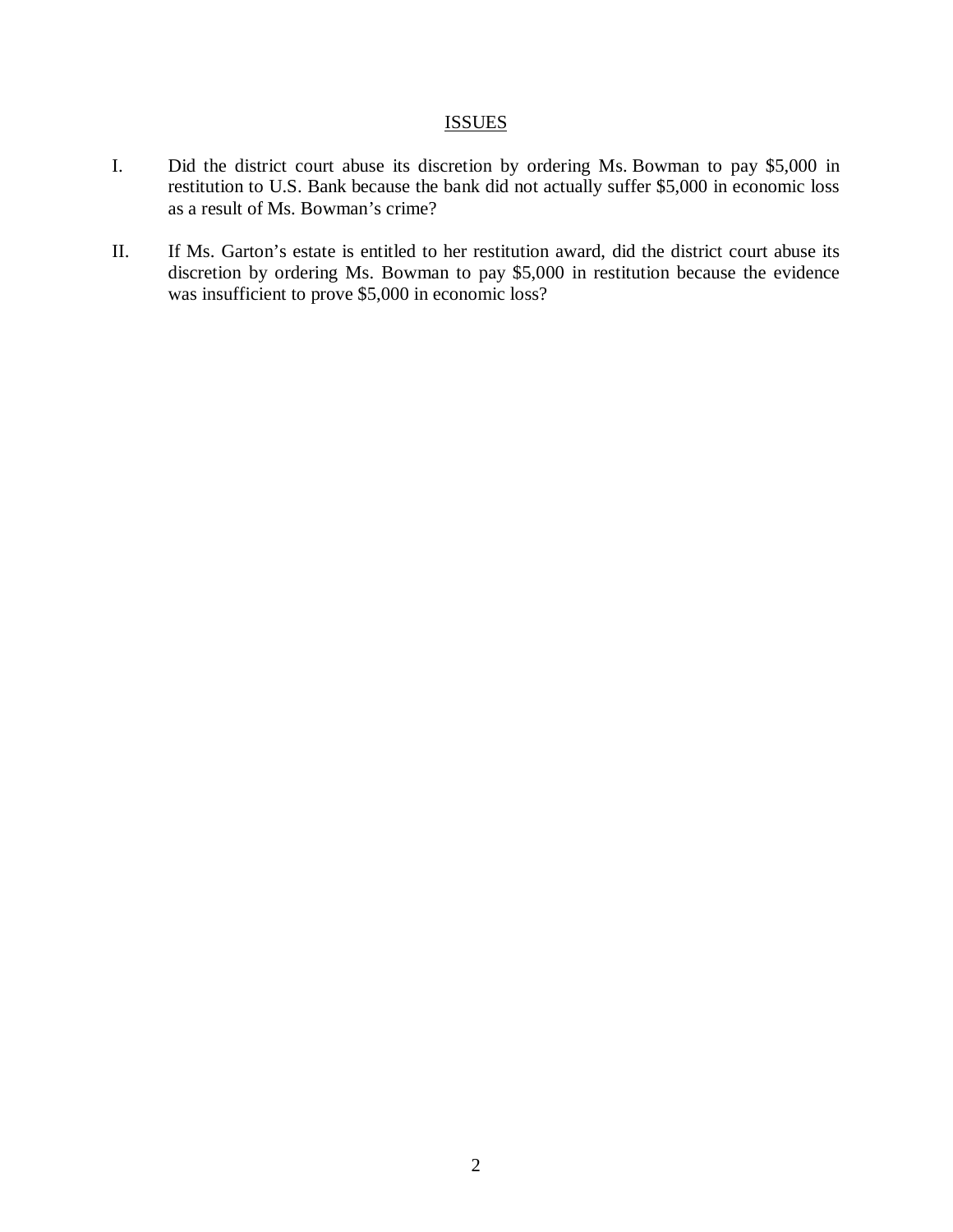## ISSUES

I. Did the district court abuse its discretion by ordering Ms. Bowman to pay $5,000 in restitution to U.S. Bank because the bank did not actually suffer $5,000 in economic loss as a result of Ms. Bowman's crime?

II. If Ms. Garton's estate is entitled to her restitution award, did the district court abuse its discretion by ordering Ms. Bowman to pay $5,000 in restitution because the evidence was insufficient to prove $5,000 in economic loss?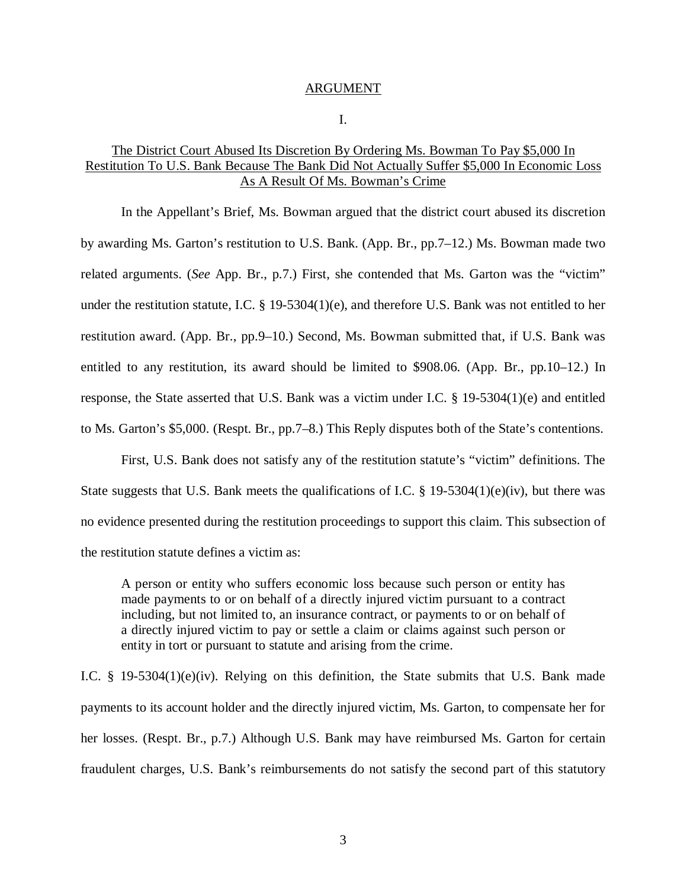## ARGUMENT

### I.

### The District Court Abused Its Discretion By Ordering Ms. Bowman To Pay $5,000 In Restitution To U.S. Bank Because The Bank Did Not Actually Suffer $5,000 In Economic Loss As A Result Of Ms. Bowman's Crime

In the Appellant's Brief, Ms. Bowman argued that the district court abused its discretion by awarding Ms. Garton's restitution to U.S. Bank. (App. Br., pp.7–12.) Ms. Bowman made two related arguments. (*See* App. Br., p.7.) First, she contended that Ms. Garton was the "victim" under the restitution statute, I.C. § 19-5304(1)(e), and therefore U.S. Bank was not entitled to her restitution award. (App. Br., pp.9–10.) Second, Ms. Bowman submitted that, if U.S. Bank was entitled to any restitution, its award should be limited to $908.06. (App. Br., pp.10–12.) In response, the State asserted that U.S. Bank was a victim under I.C. § 19-5304(1)(e) and entitled to Ms. Garton's $5,000. (Respt. Br., pp.7–8.) This Reply disputes both of the State's contentions.

First, U.S. Bank does not satisfy any of the restitution statute's "victim" definitions. The State suggests that U.S. Bank meets the qualifications of I.C. § 19-5304(1)(e)(iv), but there was no evidence presented during the restitution proceedings to support this claim. This subsection of the restitution statute defines a victim as:

> A person or entity who suffers economic loss because such person or entity has made payments to or on behalf of a directly injured victim pursuant to a contract including, but not limited to, an insurance contract, or payments to or on behalf of a directly injured victim to pay or settle a claim or claims against such person or entity in tort or pursuant to statute and arising from the crime.

I.C. § 19-5304(1)(e)(iv). Relying on this definition, the State submits that U.S. Bank made payments to its account holder and the directly injured victim, Ms. Garton, to compensate her for her losses. (Respt. Br., p.7.) Although U.S. Bank may have reimbursed Ms. Garton for certain fraudulent charges, U.S. Bank's reimbursements do not satisfy the second part of this statutory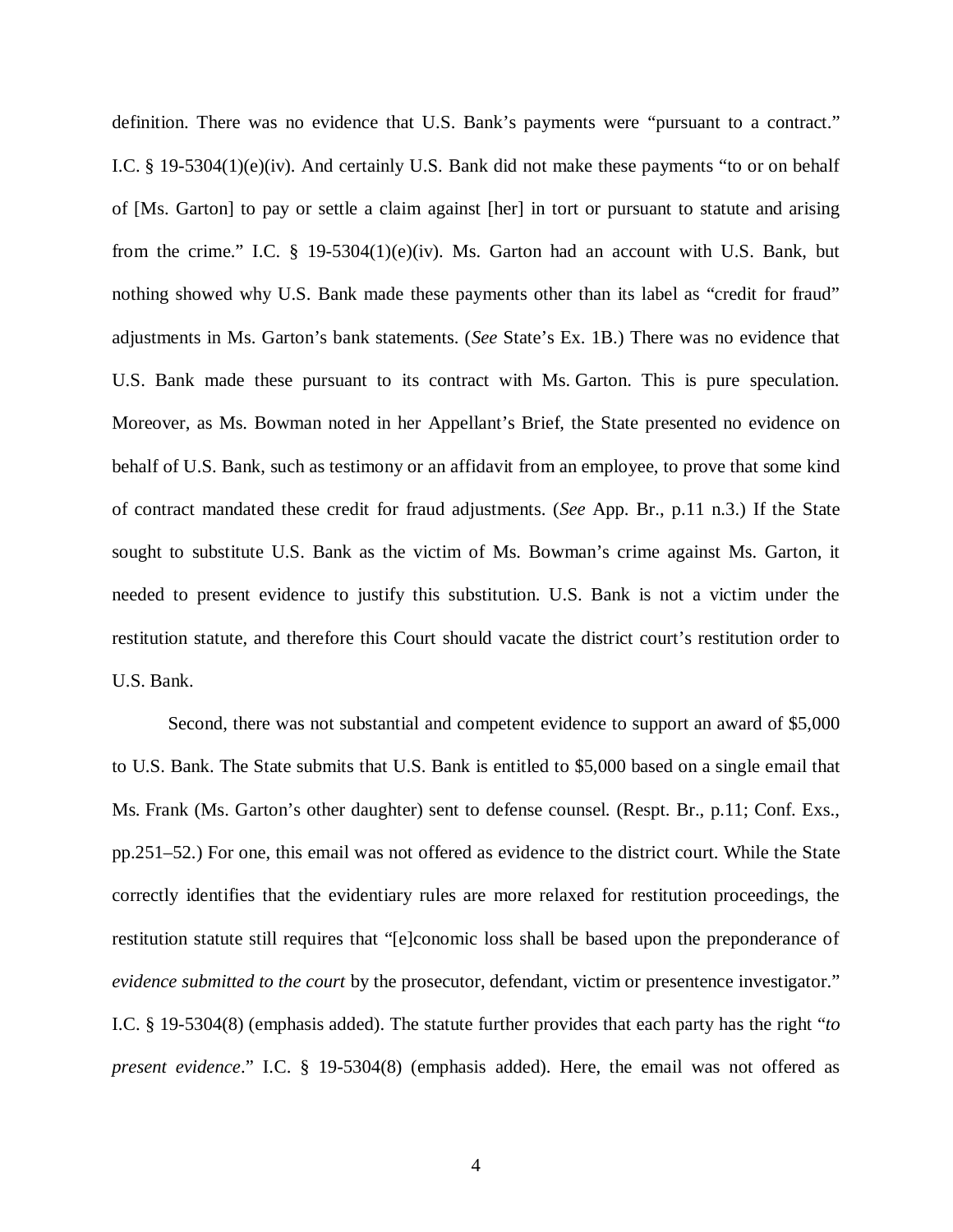definition. There was no evidence that U.S. Bank's payments were "pursuant to a contract." I.C. § 19-5304(1)(e)(iv). And certainly U.S. Bank did not make these payments "to or on behalf of [Ms. Garton] to pay or settle a claim against [her] in tort or pursuant to statute and arising from the crime." I.C. § 19-5304(1)(e)(iv). Ms. Garton had an account with U.S. Bank, but nothing showed why U.S. Bank made these payments other than its label as "credit for fraud" adjustments in Ms. Garton's bank statements. (*See* State's Ex. 1B.) There was no evidence that U.S. Bank made these pursuant to its contract with Ms. Garton. This is pure speculation. Moreover, as Ms. Bowman noted in her Appellant's Brief, the State presented no evidence on behalf of U.S. Bank, such as testimony or an affidavit from an employee, to prove that some kind of contract mandated these credit for fraud adjustments. (*See* App. Br., p.11 n.3.) If the State sought to substitute U.S. Bank as the victim of Ms. Bowman's crime against Ms. Garton, it needed to present evidence to justify this substitution. U.S. Bank is not a victim under the restitution statute, and therefore this Court should vacate the district court's restitution order to U.S. Bank.

Second, there was not substantial and competent evidence to support an award of $5,000 to U.S. Bank. The State submits that U.S. Bank is entitled to $5,000 based on a single email that Ms. Frank (Ms. Garton's other daughter) sent to defense counsel. (Respt. Br., p.11; Conf. Exs., pp.251–52.) For one, this email was not offered as evidence to the district court. While the State correctly identifies that the evidentiary rules are more relaxed for restitution proceedings, the restitution statute still requires that "[e]conomic loss shall be based upon the preponderance of *evidence submitted to the court* by the prosecutor, defendant, victim or presentence investigator." I.C. § 19-5304(8) (emphasis added). The statute further provides that each party has the right "*to present evidence*." I.C. § 19-5304(8) (emphasis added). Here, the email was not offered as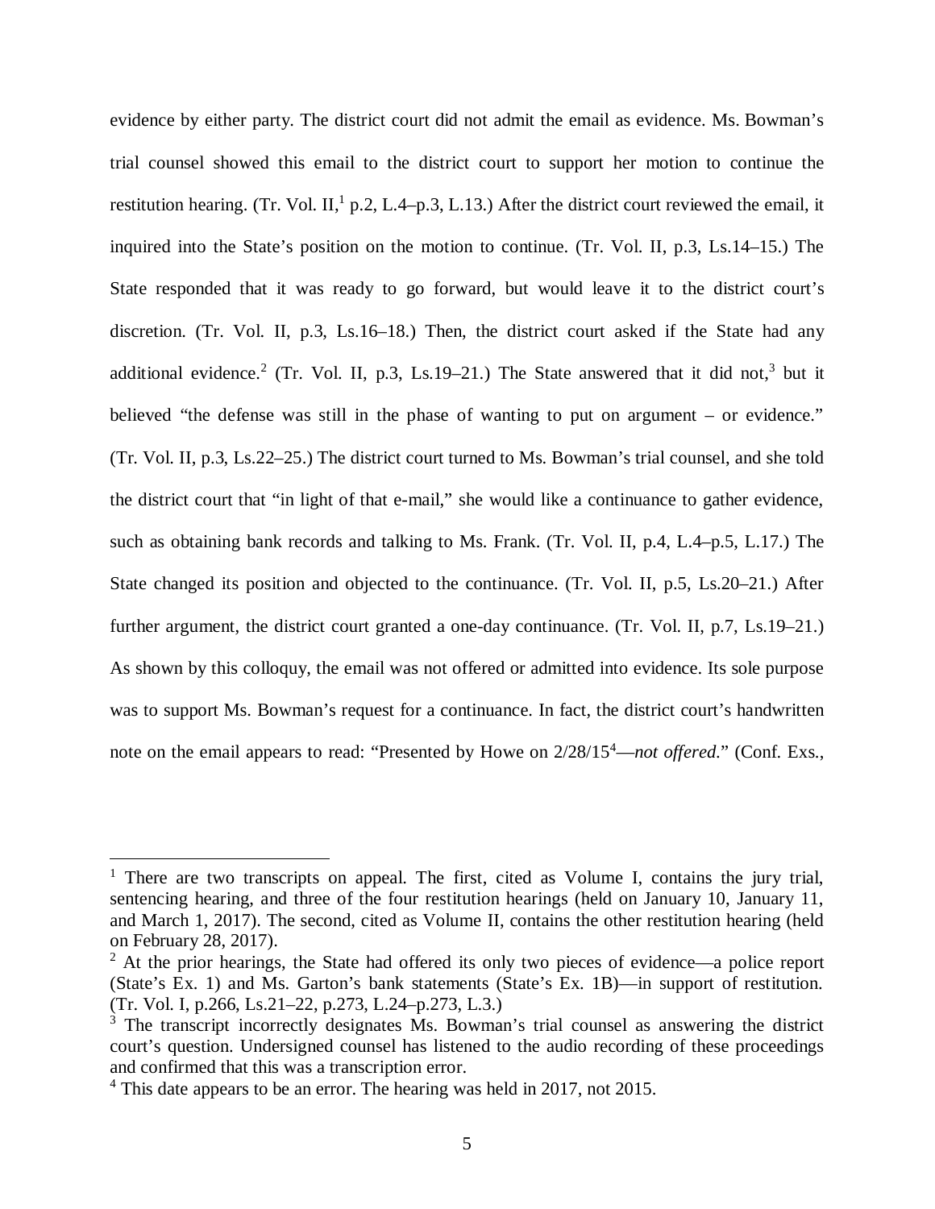evidence by either party. The district court did not admit the email as evidence. Ms. Bowman's trial counsel showed this email to the district court to support her motion to continue the restitution hearing. (Tr. Vol. II,[1] p.2, L.4–p.3, L.13.) After the district court reviewed the email, it inquired into the State's position on the motion to continue. (Tr. Vol. II, p.3, Ls.14–15.) The State responded that it was ready to go forward, but would leave it to the district court's discretion. (Tr. Vol. II, p.3, Ls.16–18.) Then, the district court asked if the State had any additional evidence.[2] (Tr. Vol. II, p.3, Ls.19–21.) The State answered that it did not,[3] but it believed "the defense was still in the phase of wanting to put on argument – or evidence." (Tr. Vol. II, p.3, Ls.22–25.) The district court turned to Ms. Bowman's trial counsel, and she told the district court that "in light of that e-mail," she would like a continuance to gather evidence, such as obtaining bank records and talking to Ms. Frank. (Tr. Vol. II, p.4, L.4–p.5, L.17.) The State changed its position and objected to the continuance. (Tr. Vol. II, p.5, Ls.20–21.) After further argument, the district court granted a one-day continuance. (Tr. Vol. II, p.7, Ls.19–21.) As shown by this colloquy, the email was not offered or admitted into evidence. Its sole purpose was to support Ms. Bowman's request for a continuance. In fact, the district court's handwritten note on the email appears to read: "Presented by Howe on 2/28/15[4]—*not offered*." (Conf. Exs.,

---

[1] There are two transcripts on appeal. The first, cited as Volume I, contains the jury trial, sentencing hearing, and three of the four restitution hearings (held on January 10, January 11, and March 1, 2017). The second, cited as Volume II, contains the other restitution hearing (held on February 28, 2017).

[2] At the prior hearings, the State had offered its only two pieces of evidence—a police report (State's Ex. 1) and Ms. Garton's bank statements (State's Ex. 1B)—in support of restitution. (Tr. Vol. I, p.266, Ls.21–22, p.273, L.24–p.273, L.3.)

[3] The transcript incorrectly designates Ms. Bowman's trial counsel as answering the district court's question. Undersigned counsel has listened to the audio recording of these proceedings and confirmed that this was a transcription error.

[4] This date appears to be an error. The hearing was held in 2017, not 2015.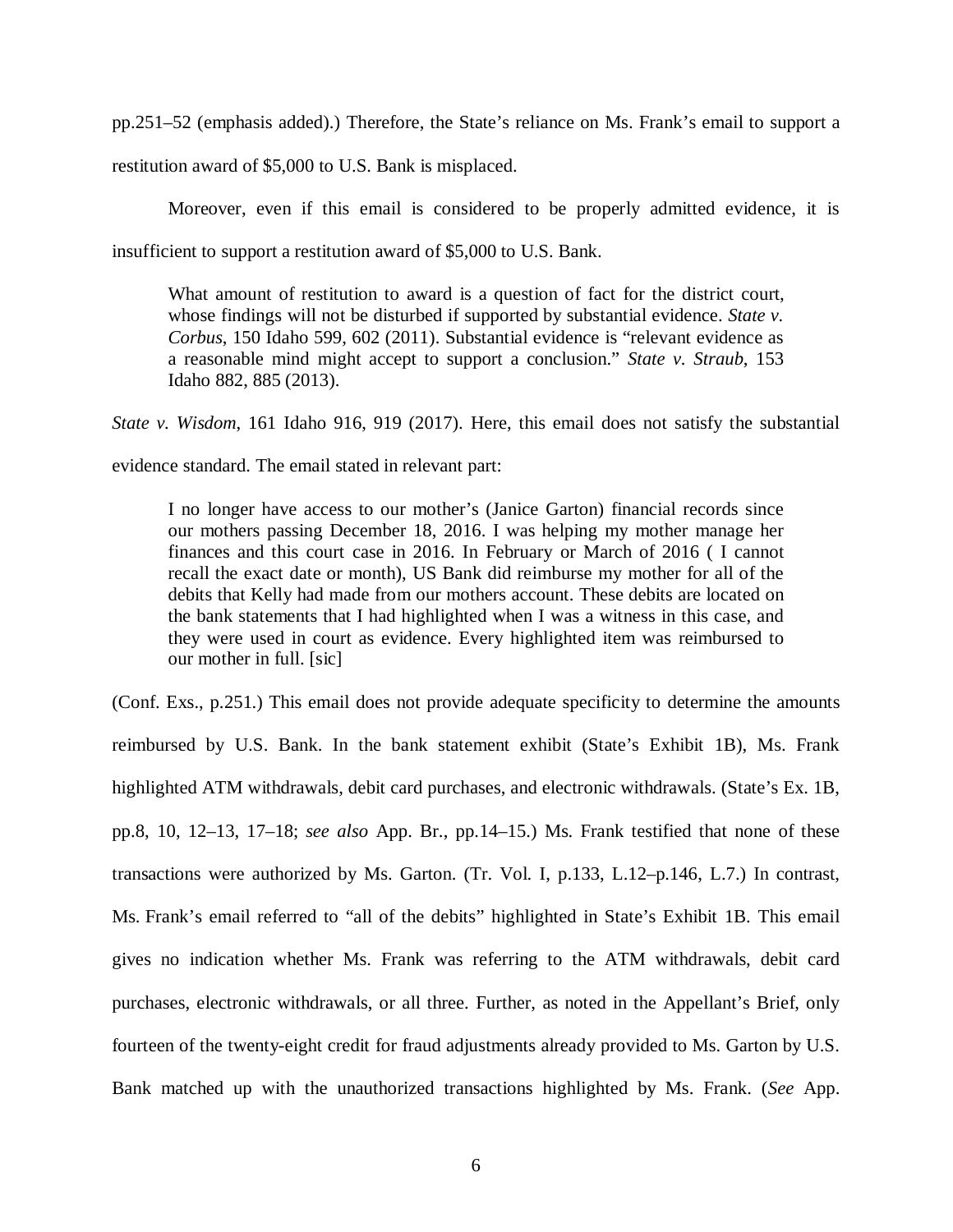pp.251–52 (emphasis added).) Therefore, the State's reliance on Ms. Frank's email to support a restitution award of $5,000 to U.S. Bank is misplaced.

Moreover, even if this email is considered to be properly admitted evidence, it is insufficient to support a restitution award of $5,000 to U.S. Bank.

> What amount of restitution to award is a question of fact for the district court, whose findings will not be disturbed if supported by substantial evidence. *State v. Corbus*, 150 Idaho 599, 602 (2011). Substantial evidence is "relevant evidence as a reasonable mind might accept to support a conclusion." *State v. Straub*, 153 Idaho 882, 885 (2013).

*State v. Wisdom*, 161 Idaho 916, 919 (2017). Here, this email does not satisfy the substantial evidence standard. The email stated in relevant part:

> I no longer have access to our mother's (Janice Garton) financial records since our mothers passing December 18, 2016. I was helping my mother manage her finances and this court case in 2016. In February or March of 2016 ( I cannot recall the exact date or month), US Bank did reimburse my mother for all of the debits that Kelly had made from our mothers account. These debits are located on the bank statements that I had highlighted when I was a witness in this case, and they were used in court as evidence. Every highlighted item was reimbursed to our mother in full. [sic]

(Conf. Exs., p.251.) This email does not provide adequate specificity to determine the amounts reimbursed by U.S. Bank. In the bank statement exhibit (State's Exhibit 1B), Ms. Frank highlighted ATM withdrawals, debit card purchases, and electronic withdrawals. (State's Ex. 1B, pp.8, 10, 12–13, 17–18; *see also* App. Br., pp.14–15.) Ms. Frank testified that none of these transactions were authorized by Ms. Garton. (Tr. Vol. I, p.133, L.12–p.146, L.7.) In contrast, Ms. Frank's email referred to "all of the debits" highlighted in State's Exhibit 1B. This email gives no indication whether Ms. Frank was referring to the ATM withdrawals, debit card purchases, electronic withdrawals, or all three. Further, as noted in the Appellant's Brief, only fourteen of the twenty-eight credit for fraud adjustments already provided to Ms. Garton by U.S. Bank matched up with the unauthorized transactions highlighted by Ms. Frank. (*See* App.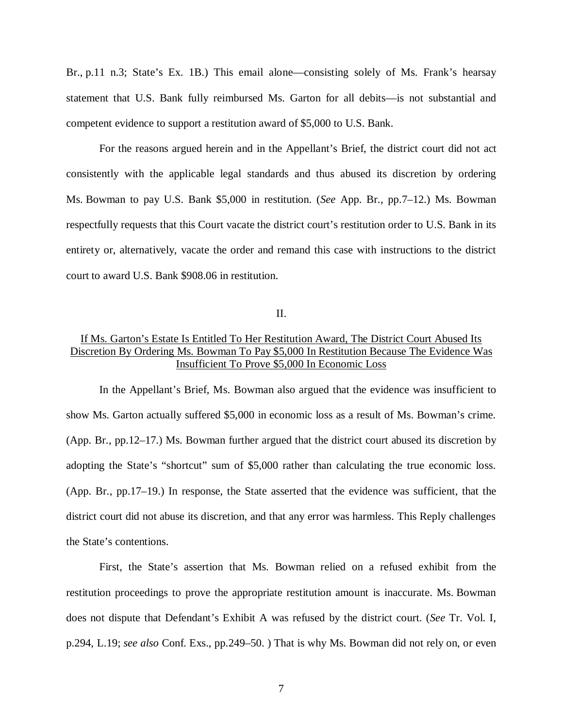Br., p.11 n.3; State's Ex. 1B.) This email alone—consisting solely of Ms. Frank's hearsay statement that U.S. Bank fully reimbursed Ms. Garton for all debits—is not substantial and competent evidence to support a restitution award of $5,000 to U.S. Bank.

For the reasons argued herein and in the Appellant's Brief, the district court did not act consistently with the applicable legal standards and thus abused its discretion by ordering Ms. Bowman to pay U.S. Bank $5,000 in restitution. (*See* App. Br., pp.7–12.) Ms. Bowman respectfully requests that this Court vacate the district court's restitution order to U.S. Bank in its entirety or, alternatively, vacate the order and remand this case with instructions to the district court to award U.S. Bank $908.06 in restitution.

## II.

## <u>If Ms. Garton's Estate Is Entitled To Her Restitution Award, The District Court Abused Its Discretion By Ordering Ms. Bowman To Pay $5,000 In Restitution Because The Evidence Was Insufficient To Prove $5,000 In Economic Loss</u>

In the Appellant's Brief, Ms. Bowman also argued that the evidence was insufficient to show Ms. Garton actually suffered $5,000 in economic loss as a result of Ms. Bowman's crime. (App. Br., pp.12–17.) Ms. Bowman further argued that the district court abused its discretion by adopting the State's "shortcut" sum of $5,000 rather than calculating the true economic loss. (App. Br., pp.17–19.) In response, the State asserted that the evidence was sufficient, that the district court did not abuse its discretion, and that any error was harmless. This Reply challenges the State's contentions.

First, the State's assertion that Ms. Bowman relied on a refused exhibit from the restitution proceedings to prove the appropriate restitution amount is inaccurate. Ms. Bowman does not dispute that Defendant's Exhibit A was refused by the district court. (*See* Tr. Vol. I, p.294, L.19; *see also* Conf. Exs., pp.249–50. ) That is why Ms. Bowman did not rely on, or even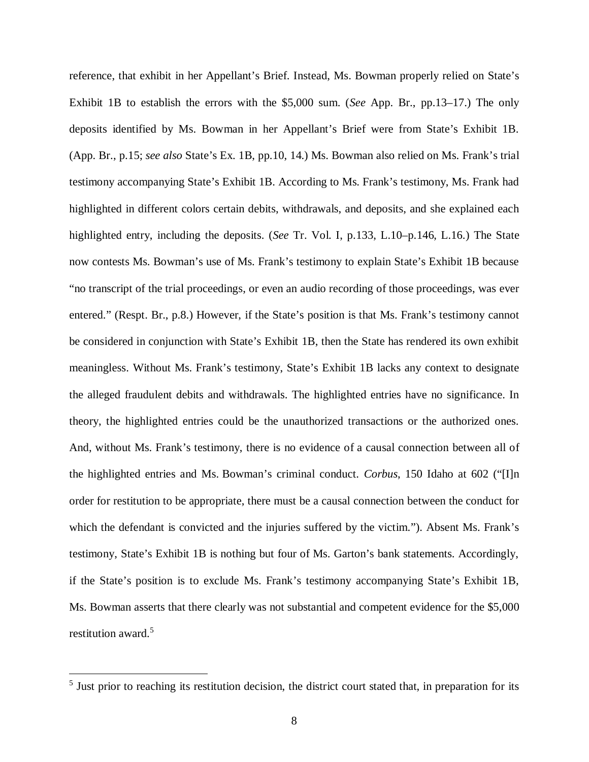reference, that exhibit in her Appellant's Brief. Instead, Ms. Bowman properly relied on State's Exhibit 1B to establish the errors with the $5,000 sum. (*See* App. Br., pp.13–17.) The only deposits identified by Ms. Bowman in her Appellant's Brief were from State's Exhibit 1B. (App. Br., p.15; *see also* State's Ex. 1B, pp.10, 14.) Ms. Bowman also relied on Ms. Frank's trial testimony accompanying State's Exhibit 1B. According to Ms. Frank's testimony, Ms. Frank had highlighted in different colors certain debits, withdrawals, and deposits, and she explained each highlighted entry, including the deposits. (*See* Tr. Vol. I, p.133, L.10–p.146, L.16.) The State now contests Ms. Bowman's use of Ms. Frank's testimony to explain State's Exhibit 1B because "no transcript of the trial proceedings, or even an audio recording of those proceedings, was ever entered." (Respt. Br., p.8.) However, if the State's position is that Ms. Frank's testimony cannot be considered in conjunction with State's Exhibit 1B, then the State has rendered its own exhibit meaningless. Without Ms. Frank's testimony, State's Exhibit 1B lacks any context to designate the alleged fraudulent debits and withdrawals. The highlighted entries have no significance. In theory, the highlighted entries could be the unauthorized transactions or the authorized ones. And, without Ms. Frank's testimony, there is no evidence of a causal connection between all of the highlighted entries and Ms. Bowman's criminal conduct. *Corbus*, 150 Idaho at 602 ("[I]n order for restitution to be appropriate, there must be a causal connection between the conduct for which the defendant is convicted and the injuries suffered by the victim."). Absent Ms. Frank's testimony, State's Exhibit 1B is nothing but four of Ms. Garton's bank statements. Accordingly, if the State's position is to exclude Ms. Frank's testimony accompanying State's Exhibit 1B, Ms. Bowman asserts that there clearly was not substantial and competent evidence for the $5,000 restitution award.[5]

[5] Just prior to reaching its restitution decision, the district court stated that, in preparation for its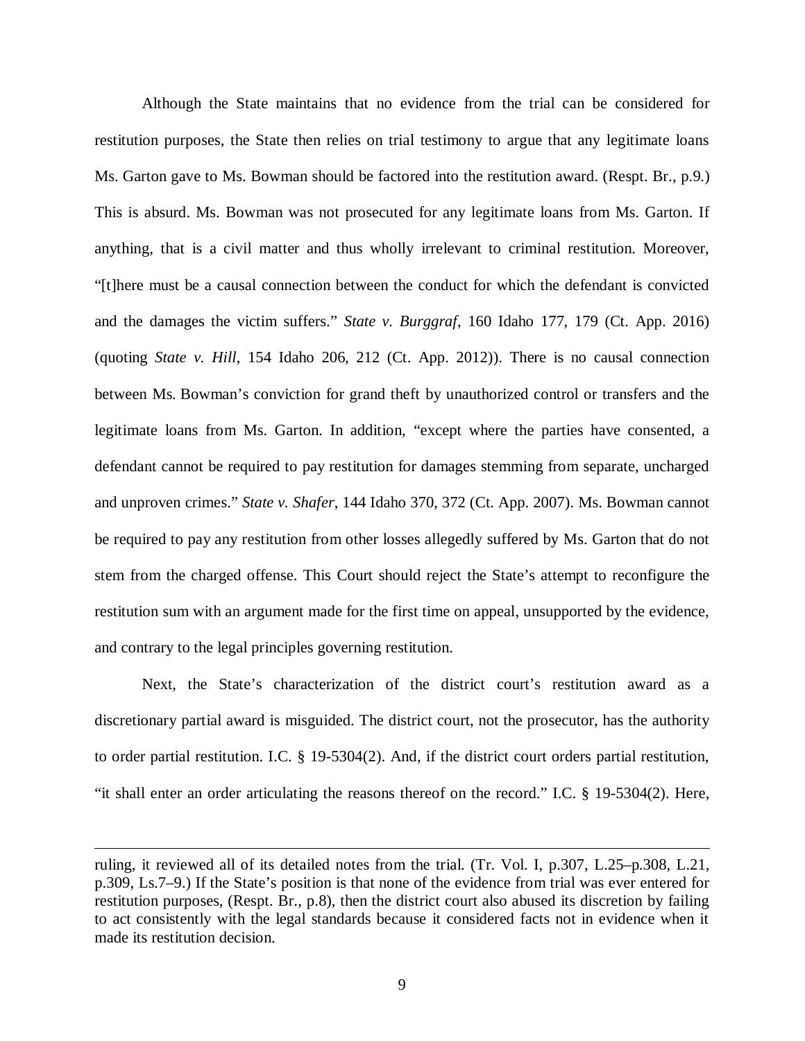Although the State maintains that no evidence from the trial can be considered for restitution purposes, the State then relies on trial testimony to argue that any legitimate loans Ms. Garton gave to Ms. Bowman should be factored into the restitution award. (Respt. Br., p.9.) This is absurd. Ms. Bowman was not prosecuted for any legitimate loans from Ms. Garton. If anything, that is a civil matter and thus wholly irrelevant to criminal restitution. Moreover, "[t]here must be a causal connection between the conduct for which the defendant is convicted and the damages the victim suffers." *State v. Burggraf*, 160 Idaho 177, 179 (Ct. App. 2016) (quoting *State v. Hill*, 154 Idaho 206, 212 (Ct. App. 2012)). There is no causal connection between Ms. Bowman's conviction for grand theft by unauthorized control or transfers and the legitimate loans from Ms. Garton. In addition, "except where the parties have consented, a defendant cannot be required to pay restitution for damages stemming from separate, uncharged and unproven crimes." *State v. Shafer*, 144 Idaho 370, 372 (Ct. App. 2007). Ms. Bowman cannot be required to pay any restitution from other losses allegedly suffered by Ms. Garton that do not stem from the charged offense. This Court should reject the State's attempt to reconfigure the restitution sum with an argument made for the first time on appeal, unsupported by the evidence, and contrary to the legal principles governing restitution.

Next, the State's characterization of the district court's restitution award as a discretionary partial award is misguided. The district court, not the prosecutor, has the authority to order partial restitution. I.C. § 19-5304(2). And, if the district court orders partial restitution, "it shall enter an order articulating the reasons thereof on the record." I.C. § 19-5304(2). Here,

---

ruling, it reviewed all of its detailed notes from the trial. (Tr. Vol. I, p.307, L.25–p.308, L.21, p.309, Ls.7–9.) If the State's position is that none of the evidence from trial was ever entered for restitution purposes, (Respt. Br., p.8), then the district court also abused its discretion by failing to act consistently with the legal standards because it considered facts not in evidence when it made its restitution decision.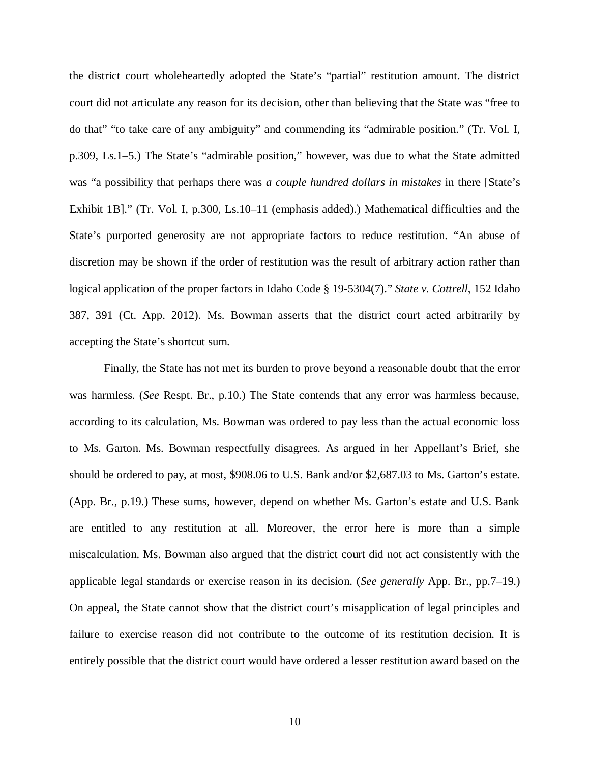the district court wholeheartedly adopted the State's "partial" restitution amount. The district court did not articulate any reason for its decision, other than believing that the State was "free to do that" "to take care of any ambiguity" and commending its "admirable position." (Tr. Vol. I, p.309, Ls.1–5.) The State's "admirable position," however, was due to what the State admitted was "a possibility that perhaps there was *a couple hundred dollars in mistakes* in there [State's Exhibit 1B]." (Tr. Vol. I, p.300, Ls.10–11 (emphasis added).) Mathematical difficulties and the State's purported generosity are not appropriate factors to reduce restitution. "An abuse of discretion may be shown if the order of restitution was the result of arbitrary action rather than logical application of the proper factors in Idaho Code § 19-5304(7)." *State v. Cottrell*, 152 Idaho 387, 391 (Ct. App. 2012). Ms. Bowman asserts that the district court acted arbitrarily by accepting the State's shortcut sum.

Finally, the State has not met its burden to prove beyond a reasonable doubt that the error was harmless. (*See* Respt. Br., p.10.) The State contends that any error was harmless because, according to its calculation, Ms. Bowman was ordered to pay less than the actual economic loss to Ms. Garton. Ms. Bowman respectfully disagrees. As argued in her Appellant's Brief, she should be ordered to pay, at most, \$908.06 to U.S. Bank and/or \$2,687.03 to Ms. Garton's estate. (App. Br., p.19.) These sums, however, depend on whether Ms. Garton's estate and U.S. Bank are entitled to any restitution at all. Moreover, the error here is more than a simple miscalculation. Ms. Bowman also argued that the district court did not act consistently with the applicable legal standards or exercise reason in its decision. (*See generally* App. Br., pp.7–19.) On appeal, the State cannot show that the district court's misapplication of legal principles and failure to exercise reason did not contribute to the outcome of its restitution decision. It is entirely possible that the district court would have ordered a lesser restitution award based on the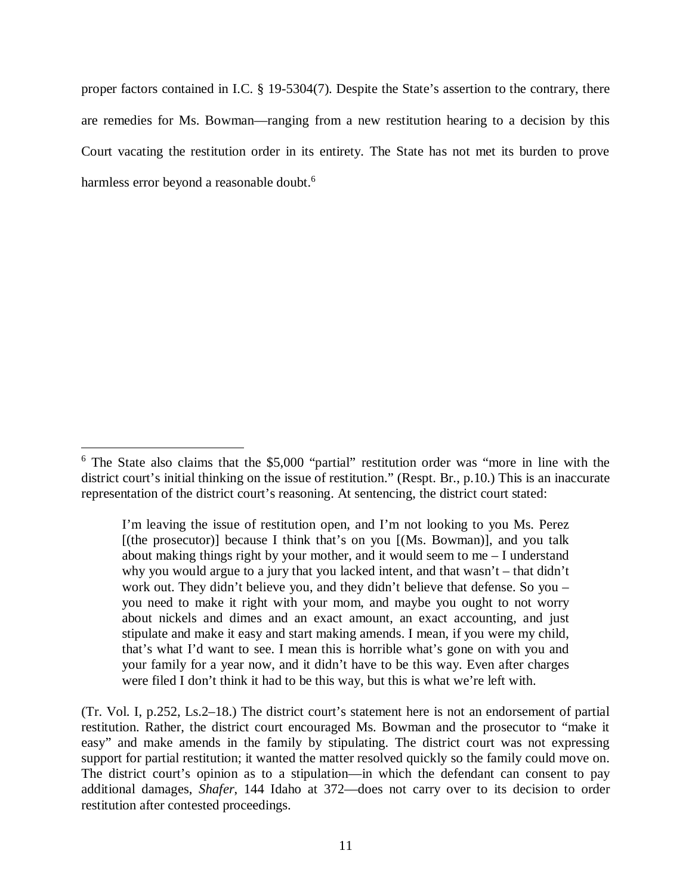proper factors contained in I.C. § 19-5304(7). Despite the State's assertion to the contrary, there are remedies for Ms. Bowman—ranging from a new restitution hearing to a decision by this Court vacating the restitution order in its entirety. The State has not met its burden to prove harmless error beyond a reasonable doubt.[6]

---

[6] The State also claims that the $5,000 "partial" restitution order was "more in line with the district court's initial thinking on the issue of restitution." (Respt. Br., p.10.) This is an inaccurate representation of the district court's reasoning. At sentencing, the district court stated:

> I'm leaving the issue of restitution open, and I'm not looking to you Ms. Perez [(the prosecutor)] because I think that's on you [(Ms. Bowman)], and you talk about making things right by your mother, and it would seem to me – I understand why you would argue to a jury that you lacked intent, and that wasn't – that didn't work out. They didn't believe you, and they didn't believe that defense. So you – you need to make it right with your mom, and maybe you ought to not worry about nickels and dimes and an exact amount, an exact accounting, and just stipulate and make it easy and start making amends. I mean, if you were my child, that's what I'd want to see. I mean this is horrible what's gone on with you and your family for a year now, and it didn't have to be this way. Even after charges were filed I don't think it had to be this way, but this is what we're left with.

(Tr. Vol. I, p.252, Ls.2–18.) The district court's statement here is not an endorsement of partial restitution. Rather, the district court encouraged Ms. Bowman and the prosecutor to "make it easy" and make amends in the family by stipulating. The district court was not expressing support for partial restitution; it wanted the matter resolved quickly so the family could move on. The district court's opinion as to a stipulation—in which the defendant can consent to pay additional damages, *Shafer*, 144 Idaho at 372—does not carry over to its decision to order restitution after contested proceedings.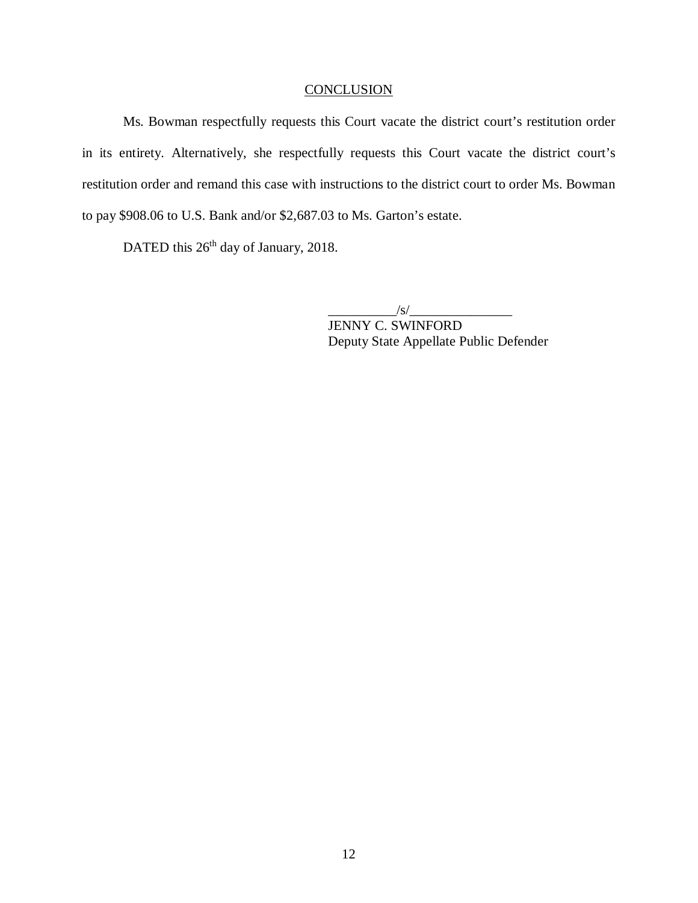## CONCLUSION

Ms. Bowman respectfully requests this Court vacate the district court's restitution order in its entirety. Alternatively, she respectfully requests this Court vacate the district court's restitution order and remand this case with instructions to the district court to order Ms. Bowman to pay $908.06 to U.S. Bank and/or $2,687.03 to Ms. Garton's estate.

DATED this 26th day of January, 2018.

__________/s/_______________
JENNY C. SWINFORD
Deputy State Appellate Public Defender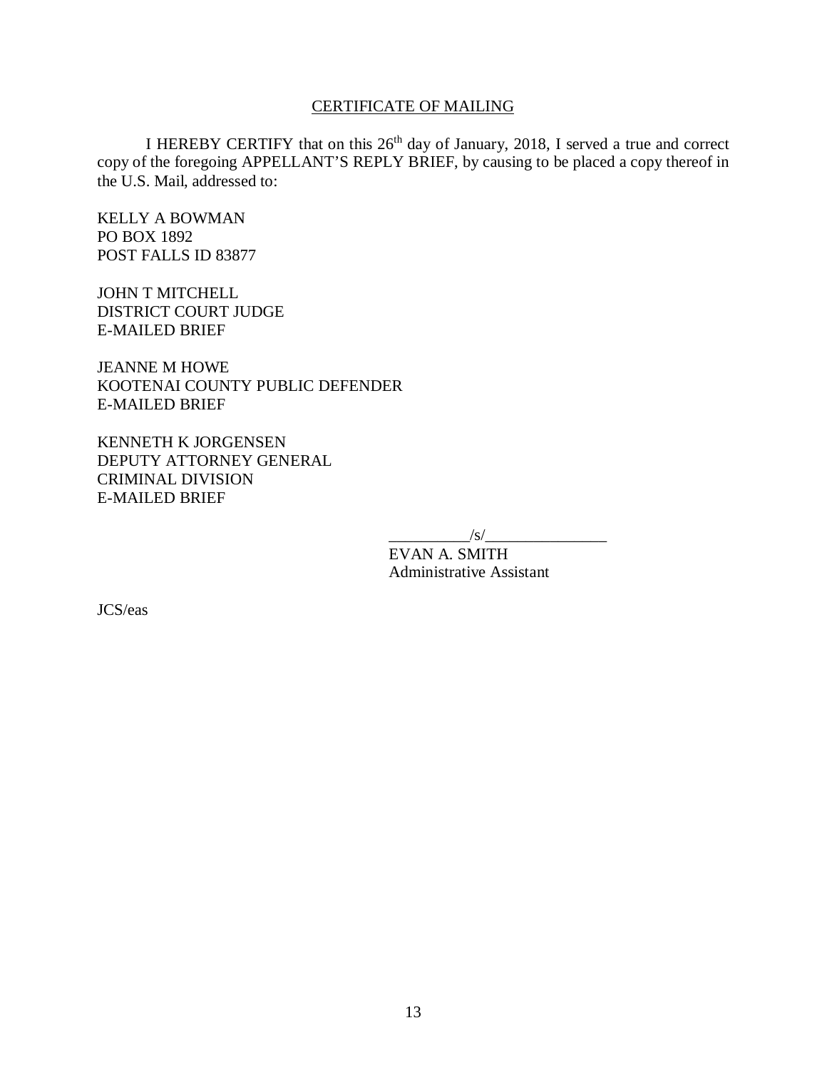## CERTIFICATE OF MAILING

I HEREBY CERTIFY that on this 26th day of January, 2018, I served a true and correct copy of the foregoing APPELLANT'S REPLY BRIEF, by causing to be placed a copy thereof in the U.S. Mail, addressed to:

KELLY A BOWMAN  
PO BOX 1892  
POST FALLS ID 83877

JOHN T MITCHELL  
DISTRICT COURT JUDGE  
E-MAILED BRIEF

JEANNE M HOWE  
KOOTENAI COUNTY PUBLIC DEFENDER  
E-MAILED BRIEF

KENNETH K JORGENSEN  
DEPUTY ATTORNEY GENERAL  
CRIMINAL DIVISION  
E-MAILED BRIEF

__________/s/_______________  
EVAN A. SMITH  
Administrative Assistant

JCS/eas